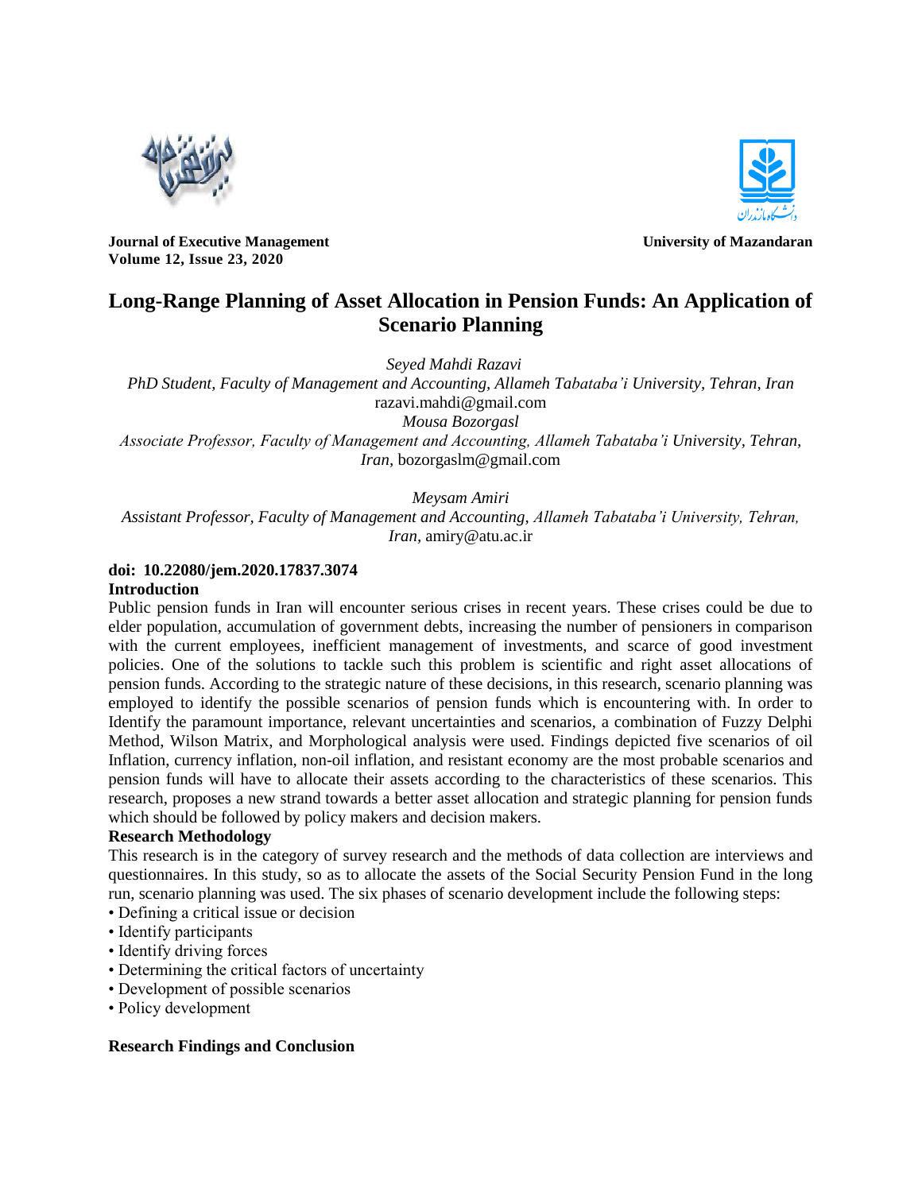**Journal of Executive Management**
**Volume 12, Issue 23, 2020**

**University of Mazandaran**

# Long-Range Planning of Asset Allocation in Pension Funds: An Application of Scenario Planning

*Seyed Mahdi Razavi*
*PhD Student, Faculty of Management and Accounting, Allameh Tabataba'i University, Tehran, Iran*
razavi.mahdi@gmail.com

*Mousa Bozorgasl*
*Associate Professor, Faculty of Management and Accounting, Allameh Tabataba'i University, Tehran, Iran,* bozorgaslm@gmail.com

*Meysam Amiri*
*Assistant Professor, Faculty of Management and Accounting, Allameh Tabataba'i University, Tehran, Iran,* amiry@atu.ac.ir

**doi: 10.22080/jem.2020.17837.3074**

## Introduction

Public pension funds in Iran will encounter serious crises in recent years. These crises could be due to elder population, accumulation of government debts, increasing the number of pensioners in comparison with the current employees, inefficient management of investments, and scarce of good investment policies. One of the solutions to tackle such this problem is scientific and right asset allocations of pension funds. According to the strategic nature of these decisions, in this research, scenario planning was employed to identify the possible scenarios of pension funds which is encountering with. In order to Identify the paramount importance, relevant uncertainties and scenarios, a combination of Fuzzy Delphi Method, Wilson Matrix, and Morphological analysis were used. Findings depicted five scenarios of oil Inflation, currency inflation, non-oil inflation, and resistant economy are the most probable scenarios and pension funds will have to allocate their assets according to the characteristics of these scenarios. This research, proposes a new strand towards a better asset allocation and strategic planning for pension funds which should be followed by policy makers and decision makers.

## Research Methodology

This research is in the category of survey research and the methods of data collection are interviews and questionnaires. In this study, so as to allocate the assets of the Social Security Pension Fund in the long run, scenario planning was used. The six phases of scenario development include the following steps:

- Defining a critical issue or decision
- Identify participants
- Identify driving forces
- Determining the critical factors of uncertainty
- Development of possible scenarios
- Policy development

## Research Findings and Conclusion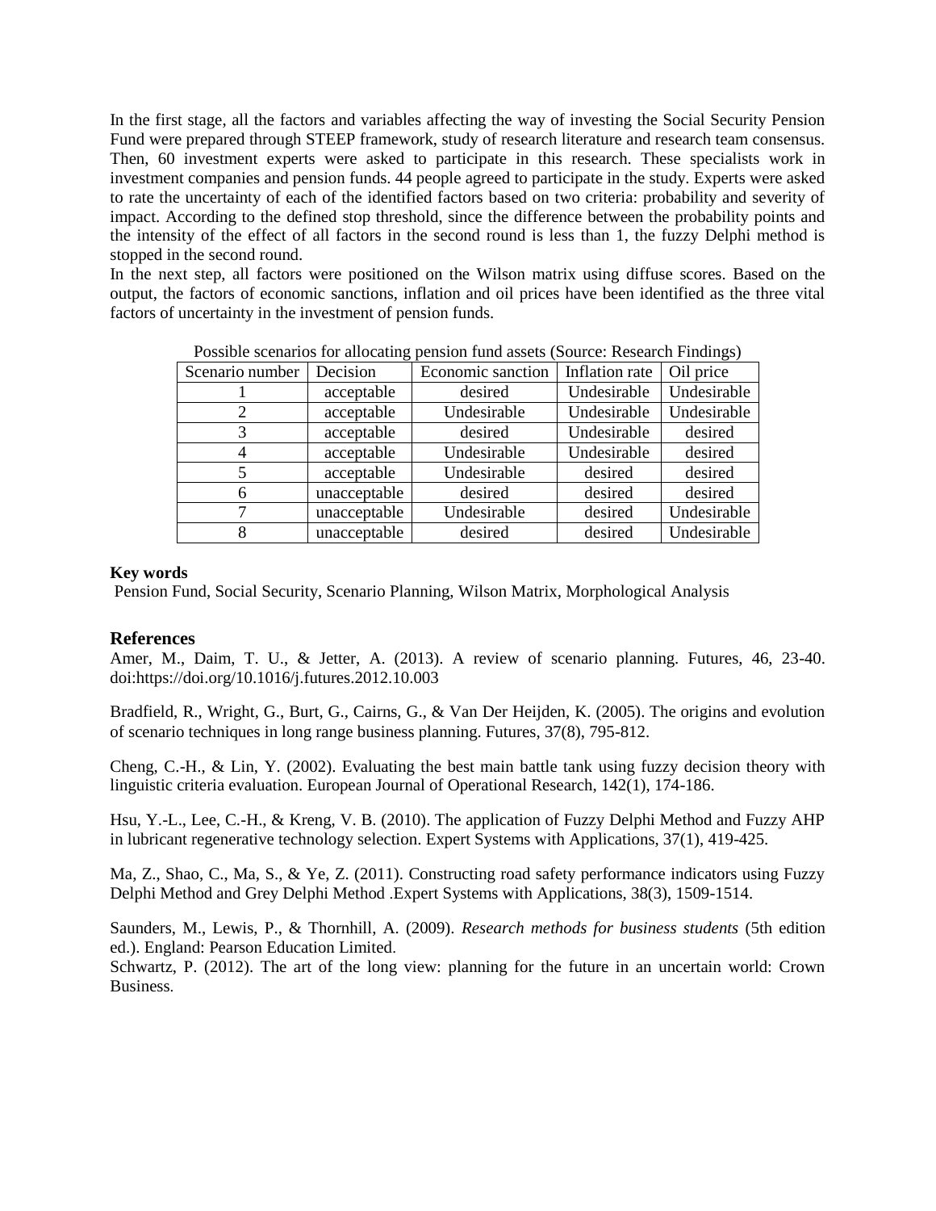In the first stage, all the factors and variables affecting the way of investing the Social Security Pension Fund were prepared through STEEP framework, study of research literature and research team consensus. Then, 60 investment experts were asked to participate in this research. These specialists work in investment companies and pension funds. 44 people agreed to participate in the study. Experts were asked to rate the uncertainty of each of the identified factors based on two criteria: probability and severity of impact. According to the defined stop threshold, since the difference between the probability points and the intensity of the effect of all factors in the second round is less than 1, the fuzzy Delphi method is stopped in the second round.

In the next step, all factors were positioned on the Wilson matrix using diffuse scores. Based on the output, the factors of economic sanctions, inflation and oil prices have been identified as the three vital factors of uncertainty in the investment of pension funds.

Possible scenarios for allocating pension fund assets (Source: Research Findings)

| Scenario number | Decision | Economic sanction | Inflation rate | Oil price |
|---|---|---|---|---|
| 1 | acceptable | desired | Undesirable | Undesirable |
| 2 | acceptable | Undesirable | Undesirable | Undesirable |
| 3 | acceptable | desired | Undesirable | desired |
| 4 | acceptable | Undesirable | Undesirable | desired |
| 5 | acceptable | Undesirable | desired | desired |
| 6 | unacceptable | desired | desired | desired |
| 7 | unacceptable | Undesirable | desired | Undesirable |
| 8 | unacceptable | desired | desired | Undesirable |

**Key words**

Pension Fund, Social Security, Scenario Planning, Wilson Matrix, Morphological Analysis

## References

Amer, M., Daim, T. U., & Jetter, A. (2013). A review of scenario planning. Futures, 46, 23-40. doi:https://doi.org/10.1016/j.futures.2012.10.003

Bradfield, R., Wright, G., Burt, G., Cairns, G., & Van Der Heijden, K. (2005). The origins and evolution of scenario techniques in long range business planning. Futures, 37(8), 795-812.

Cheng, C.-H., & Lin, Y. (2002). Evaluating the best main battle tank using fuzzy decision theory with linguistic criteria evaluation. European Journal of Operational Research, 142(1), 174-186.

Hsu, Y.-L., Lee, C.-H., & Kreng, V. B. (2010). The application of Fuzzy Delphi Method and Fuzzy AHP in lubricant regenerative technology selection. Expert Systems with Applications, 37(1), 419-425.

Ma, Z., Shao, C., Ma, S., & Ye, Z. (2011). Constructing road safety performance indicators using Fuzzy Delphi Method and Grey Delphi Method .Expert Systems with Applications, 38(3), 1509-1514.

Saunders, M., Lewis, P., & Thornhill, A. (2009). *Research methods for business students* (5th edition ed.). England: Pearson Education Limited.

Schwartz, P. (2012). The art of the long view: planning for the future in an uncertain world: Crown Business.